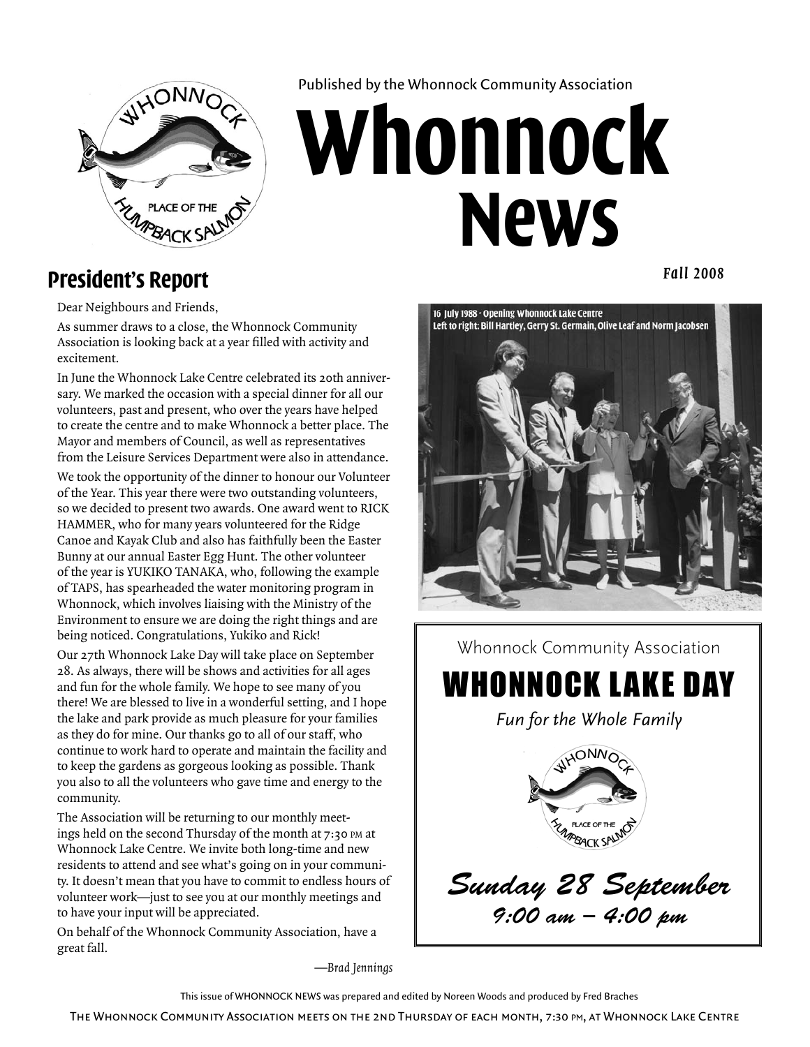Published by the Whonnock Community Association

# Whonnock News

*Fall 2008*

## President's Report

Dear Neighbours and Friends,

As summer draws to a close, the Whonnock Community Association is looking back at a year filled with activity and excitement.

In June the Whonnock Lake Centre celebrated its 20th anniversary. We marked the occasion with a special dinner for all our volunteers, past and present, who over the years have helped to create the centre and to make Whonnock a better place. The Mayor and members of Council, as well as representatives from the Leisure Services Department were also in attendance.

We took the opportunity of the dinner to honour our Volunteer of the Year. This year there were two outstanding volunteers, so we decided to present two awards. One award went to RICK HAMMER, who for many years volunteered for the Ridge Canoe and Kayak Club and also has faithfully been the Easter Bunny at our annual Easter Egg Hunt. The other volunteer of the year is YUKIKO TANAKA, who, following the example of TAPS, has spearheaded the water monitoring program in Whonnock, which involves liaising with the Ministry of the Environment to ensure we are doing the right things and are being noticed. Congratulations, Yukiko and Rick!

Our 27th Whonnock Lake Day will take place on September 28. As always, there will be shows and activities for all ages and fun for the whole family. We hope to see many of you there! We are blessed to live in a wonderful setting, and I hope the lake and park provide as much pleasure for your families as they do for mine. Our thanks go to all of our staff, who continue to work hard to operate and maintain the facility and to keep the gardens as gorgeous looking as possible. Thank you also to all the volunteers who gave time and energy to the community.

The Association will be returning to our monthly meetings held on the second Thursday of the month at 7:30 PM at Whonnock Lake Centre. We invite both long-time and new residents to attend and see what's going on in your community. It doesn't mean that you have to commit to endless hours of volunteer work—just to see you at our monthly meetings and to have your input will be appreciated.

On behalf of the Whonnock Community Association, have a great fall.

*—Brad Jennings*

16 July 1988 - Opening Whonnock Lake Centre
Left to right: Bill Hartley, Gerry St. Germain, Olive Leaf and Norm Jacobsen

Whonnock Community Association

## WHONNOCK LAKE DAY

*Fun for the Whole Family*

***Sunday 28 September***
***9:00 am – 4:00 pm***

This issue of WHONNOCK NEWS was prepared and edited by Noreen Woods and produced by Fred Braches

The Whonnock Community Association meets on the 2nd Thursday of each month, 7:30 PM, at Whonnock Lake Centre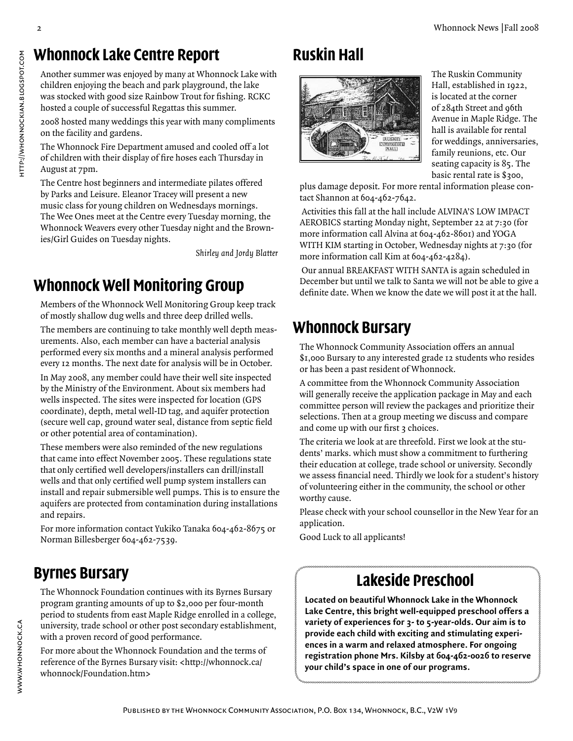## Whonnock Lake Centre Report

Another summer was enjoyed by many at Whonnock Lake with children enjoying the beach and park playground, the lake was stocked with good size Rainbow Trout for fishing. RCKC hosted a couple of successful Regattas this summer.

2008 hosted many weddings this year with many compliments on the facility and gardens.

The Whonnock Fire Department amused and cooled off a lot of children with their display of fire hoses each Thursday in August at 7pm.

The Centre host beginners and intermediate pilates offered by Parks and Leisure. Eleanor Tracey will present a new music class for young children on Wednesdays mornings. The Wee Ones meet at the Centre every Tuesday morning, the Whonnock Weavers every other Tuesday night and the Brownies/Girl Guides on Tuesday nights.

*Shirley and Jordy Blatter*

## Whonnock Well Monitoring Group

Members of the Whonnock Well Monitoring Group keep track of mostly shallow dug wells and three deep drilled wells.

The members are continuing to take monthly well depth measurements. Also, each member can have a bacterial analysis performed every six months and a mineral analysis performed every 12 months. The next date for analysis will be in October.

In May 2008, any member could have their well site inspected by the Ministry of the Environment. About six members had wells inspected. The sites were inspected for location (GPS coordinate), depth, metal well-ID tag, and aquifer protection (secure well cap, ground water seal, distance from septic field or other potential area of contamination).

These members were also reminded of the new regulations that came into effect November 2005. These regulations state that only certified well developers/installers can drill/install wells and that only certified well pump system installers can install and repair submersible well pumps. This is to ensure the aquifers are protected from contamination during installations and repairs.

For more information contact Yukiko Tanaka 604-462-8675 or Norman Billesberger 604-462-7539.

## Byrnes Bursary

The Whonnock Foundation continues with its Byrnes Bursary program granting amounts of up to $2,000 per four-month period to students from east Maple Ridge enrolled in a college, university, trade school or other post secondary establishment, with a proven record of good performance.

For more about the Whonnock Foundation and the terms of reference of the Byrnes Bursary visit: <http://whonnock.ca/whonnock/Foundation.htm>

## Ruskin Hall

The Ruskin Community Hall, established in 1922, is located at the corner of 284th Street and 96th Avenue in Maple Ridge. The hall is available for rental for weddings, anniversaries, family reunions, etc. Our seating capacity is 85. The basic rental rate is $300, plus damage deposit. For more rental information please contact Shannon at 604-462-7642.

Activities this fall at the hall include ALVINA'S LOW IMPACT AEROBICS starting Monday night, September 22 at 7:30 (for more information call Alvina at 604-462-8601) and YOGA WITH KIM starting in October, Wednesday nights at 7:30 (for more information call Kim at 604-462-4284).

Our annual BREAKFAST WITH SANTA is again scheduled in December but until we talk to Santa we will not be able to give a definite date. When we know the date we will post it at the hall.

## Whonnock Bursary

The Whonnock Community Association offers an annual $1,000 Bursary to any interested grade 12 students who resides or has been a past resident of Whonnock.

A committee from the Whonnock Community Association will generally receive the application package in May and each committee person will review the packages and prioritize their selections. Then at a group meeting we discuss and compare and come up with our first 3 choices.

The criteria we look at are threefold. First we look at the students' marks. which must show a commitment to furthering their education at college, trade school or university. Secondly we assess financial need. Thirdly we look for a student's history of volunteering either in the community, the school or other worthy cause.

Please check with your school counsellor in the New Year for an application.

Good Luck to all applicants!

## Lakeside Preschool

**Located on beautiful Whonnock Lake in the Whonnock Lake Centre, this bright well-equipped preschool offers a variety of experiences for 3- to 5-year-olds. Our aim is to provide each child with exciting and stimulating experiences in a warm and relaxed atmosphere. For ongoing registration phone Mrs. Kilsby at 604-462-0026 to reserve your child's space in one of our programs.**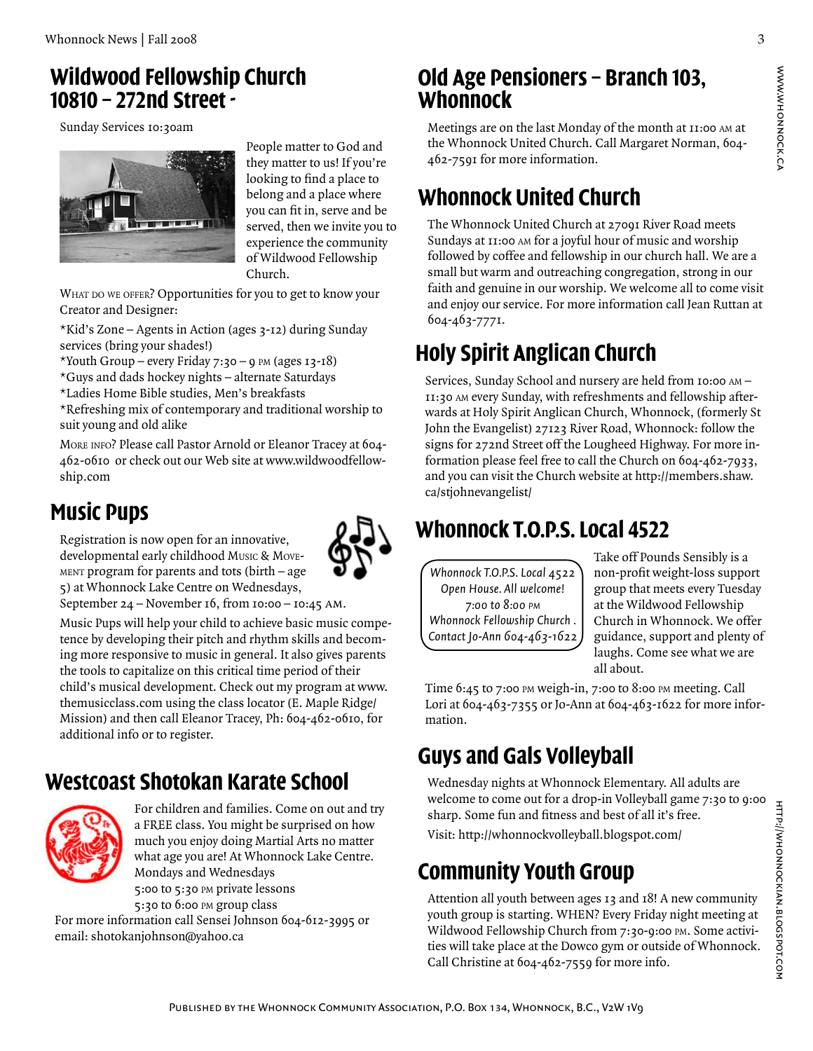## Wildwood Fellowship Church 10810 – 272nd Street -

Sunday Services 10:30am

People matter to God and they matter to us! If you're looking to find a place to belong and a place where you can fit in, serve and be served, then we invite you to experience the community of Wildwood Fellowship Church.

What do we offer? Opportunities for you to get to know your Creator and Designer:

*Kid's Zone – Agents in Action (ages 3-12) during Sunday services (bring your shades!)
*Youth Group – every Friday 7:30 – 9 pm (ages 13-18)
*Guys and dads hockey nights – alternate Saturdays
*Ladies Home Bible studies, Men's breakfasts
*Refreshing mix of contemporary and traditional worship to suit young and old alike

More info? Please call Pastor Arnold or Eleanor Tracey at 604-462-0610 or check out our Web site at www.wildwoodfellowship.com

## Music Pups

Registration is now open for an innovative, developmental early childhood Music & Movement program for parents and tots (birth – age 5) at Whonnock Lake Centre on Wednesdays, September 24 – November 16, from 10:00 – 10:45 AM.

Music Pups will help your child to achieve basic music competence by developing their pitch and rhythm skills and becoming more responsive to music in general. It also gives parents the tools to capitalize on this critical time period of their child's musical development. Check out my program at www.themusicclass.com using the class locator (E. Maple Ridge/Mission) and then call Eleanor Tracey, Ph: 604-462-0610, for additional info or to register.

## Westcoast Shotokan Karate School

For children and families. Come on out and try a FREE class. You might be surprised on how much you enjoy doing Martial Arts no matter what age you are! At Whonnock Lake Centre.
Mondays and Wednesdays
5:00 to 5:30 pm private lessons
5:30 to 6:00 pm group class

For more information call Sensei Johnson 604-612-3995 or email: shotokanjohnson@yahoo.ca

## Old Age Pensioners – Branch 103, Whonnock

Meetings are on the last Monday of the month at 11:00 am at the Whonnock United Church. Call Margaret Norman, 604-462-7591 for more information.

## Whonnock United Church

The Whonnock United Church at 27091 River Road meets Sundays at 11:00 am for a joyful hour of music and worship followed by coffee and fellowship in our church hall. We are a small but warm and outreaching congregation, strong in our faith and genuine in our worship. We welcome all to come visit and enjoy our service. For more information call Jean Ruttan at 604-463-7771.

## Holy Spirit Anglican Church

Services, Sunday School and nursery are held from 10:00 am – 11:30 am every Sunday, with refreshments and fellowship afterwards at Holy Spirit Anglican Church, Whonnock, (formerly St John the Evangelist) 27123 River Road, Whonnock: follow the signs for 272nd Street off the Lougheed Highway. For more information please feel free to call the Church on 604-462-7933, and you can visit the Church website at http://members.shaw.ca/stjohnevangelist/

## Whonnock T.O.P.S. Local 4522

*Whonnock T.O.P.S. Local 4522*
*Open House. All welcome!*
*7:00 to 8:00 pm*
*Whonnock Fellowship Church .*
*Contact Jo-Ann 604-463-1622*

Take off Pounds Sensibly is a non-profit weight-loss support group that meets every Tuesday at the Wildwood Fellowship Church in Whonnock. We offer guidance, support and plenty of laughs. Come see what we are all about.

Time 6:45 to 7:00 pm weigh-in, 7:00 to 8:00 pm meeting. Call Lori at 604-463-7355 or Jo-Ann at 604-463-1622 for more information.

## Guys and Gals Volleyball

Wednesday nights at Whonnock Elementary. All adults are welcome to come out for a drop-in Volleyball game 7:30 to 9:00 sharp. Some fun and fitness and best of all it's free.

Visit: http://whonnockvolleyball.blogspot.com/

## Community Youth Group

Attention all youth between ages 13 and 18! A new community youth group is starting. WHEN? Every Friday night meeting at Wildwood Fellowship Church from 7:30-9:00 pm. Some activities will take place at the Dowco gym or outside of Whonnock. Call Christine at 604-462-7559 for more info.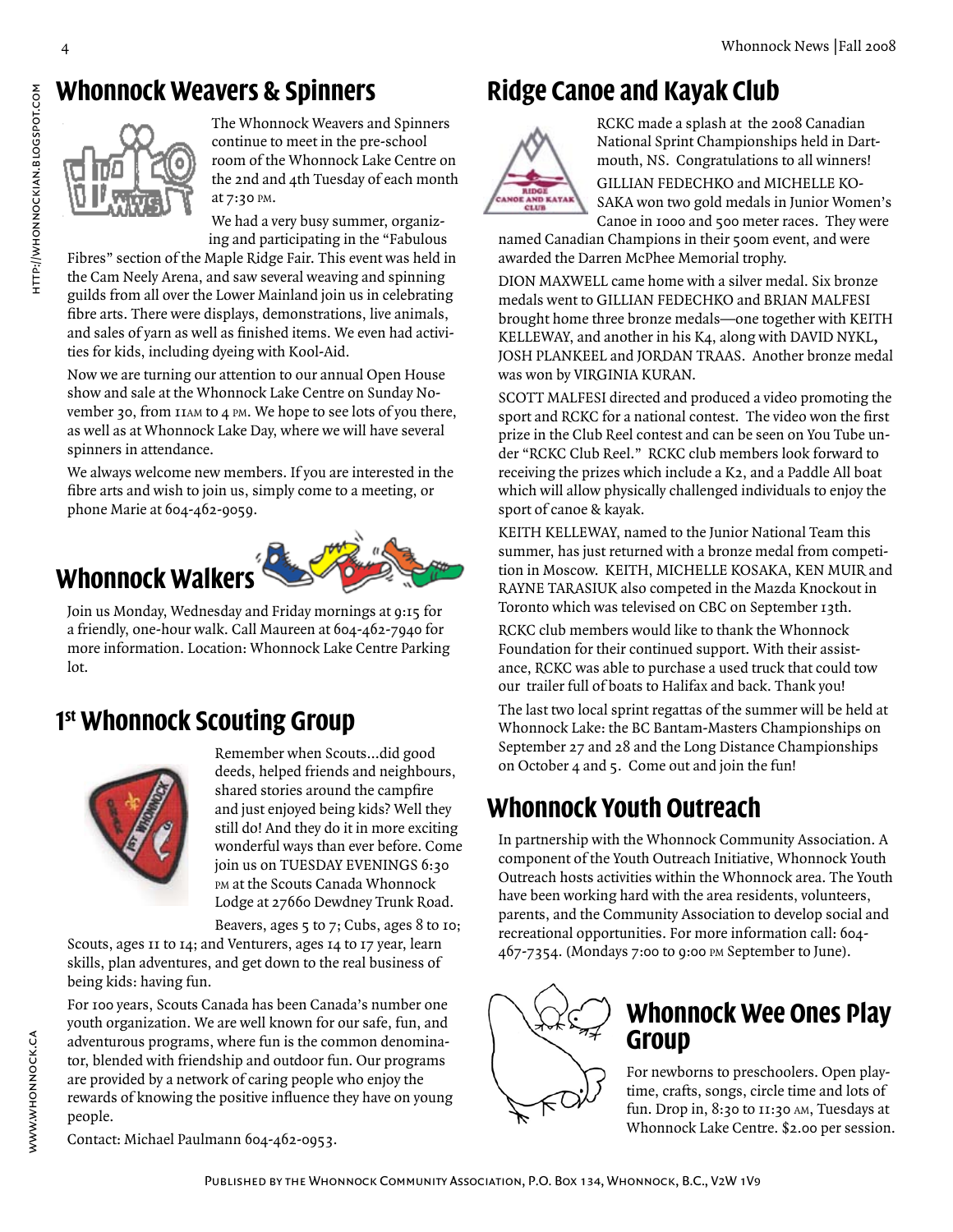## Whonnock Weavers & Spinners

The Whonnock Weavers and Spinners continue to meet in the pre-school room of the Whonnock Lake Centre on the 2nd and 4th Tuesday of each month at 7:30 PM.

We had a very busy summer, organizing and participating in the "Fabulous Fibres" section of the Maple Ridge Fair. This event was held in the Cam Neely Arena, and saw several weaving and spinning guilds from all over the Lower Mainland join us in celebrating fibre arts. There were displays, demonstrations, live animals, and sales of yarn as well as finished items. We even had activities for kids, including dyeing with Kool-Aid.

Now we are turning our attention to our annual Open House show and sale at the Whonnock Lake Centre on Sunday November 30, from 11AM to 4 PM. We hope to see lots of you there, as well as at Whonnock Lake Day, where we will have several spinners in attendance.

We always welcome new members. If you are interested in the fibre arts and wish to join us, simply come to a meeting, or phone Marie at 604-462-9059.

## Whonnock Walkers

Join us Monday, Wednesday and Friday mornings at 9:15 for a friendly, one-hour walk. Call Maureen at 604-462-7940 for more information. Location: Whonnock Lake Centre Parking lot.

## 1st Whonnock Scouting Group

Remember when Scouts…did good deeds, helped friends and neighbours, shared stories around the campfire and just enjoyed being kids? Well they still do! And they do it in more exciting wonderful ways than ever before. Come join us on TUESDAY EVENINGS 6:30 PM at the Scouts Canada Whonnock Lodge at 27660 Dewdney Trunk Road.

Beavers, ages 5 to 7; Cubs, ages 8 to 10; Scouts, ages 11 to 14; and Venturers, ages 14 to 17 year, learn skills, plan adventures, and get down to the real business of being kids: having fun.

For 100 years, Scouts Canada has been Canada's number one youth organization. We are well known for our safe, fun, and adventurous programs, where fun is the common denominator, blended with friendship and outdoor fun. Our programs are provided by a network of caring people who enjoy the rewards of knowing the positive influence they have on young people.

Contact: Michael Paulmann 604-462-0953.

## Ridge Canoe and Kayak Club

RCKC made a splash at the 2008 Canadian National Sprint Championships held in Dartmouth, NS. Congratulations to all winners!

GILLIAN FEDECHKO and MICHELLE KOSAKA won two gold medals in Junior Women's Canoe in 1000 and 500 meter races. They were named Canadian Champions in their 500m event, and were awarded the Darren McPhee Memorial trophy.

DION MAXWELL came home with a silver medal. Six bronze medals went to GILLIAN FEDECHKO and BRIAN MALFESI brought home three bronze medals—one together with KEITH KELLEWAY, and another in his K4, along with DAVID NYKL, JOSH PLANKEEL and JORDAN TRAAS. Another bronze medal was won by VIRGINIA KURAN.

SCOTT MALFESI directed and produced a video promoting the sport and RCKC for a national contest. The video won the first prize in the Club Reel contest and can be seen on You Tube under "RCKC Club Reel." RCKC club members look forward to receiving the prizes which include a K2, and a Paddle All boat which will allow physically challenged individuals to enjoy the sport of canoe & kayak.

KEITH KELLEWAY, named to the Junior National Team this summer, has just returned with a bronze medal from competition in Moscow. KEITH, MICHELLE KOSAKA, KEN MUIR and RAYNE TARASIUK also competed in the Mazda Knockout in Toronto which was televised on CBC on September 13th.

RCKC club members would like to thank the Whonnock Foundation for their continued support. With their assistance, RCKC was able to purchase a used truck that could tow our trailer full of boats to Halifax and back. Thank you!

The last two local sprint regattas of the summer will be held at Whonnock Lake: the BC Bantam-Masters Championships on September 27 and 28 and the Long Distance Championships on October 4 and 5. Come out and join the fun!

## Whonnock Youth Outreach

In partnership with the Whonnock Community Association. A component of the Youth Outreach Initiative, Whonnock Youth Outreach hosts activities within the Whonnock area. The Youth have been working hard with the area residents, volunteers, parents, and the Community Association to develop social and recreational opportunities. For more information call: 604-467-7354. (Mondays 7:00 to 9:00 PM September to June).

## Whonnock Wee Ones Play Group

For newborns to preschoolers. Open playtime, crafts, songs, circle time and lots of fun. Drop in, 8:30 to 11:30 AM, Tuesdays at Whonnock Lake Centre. $2.00 per session.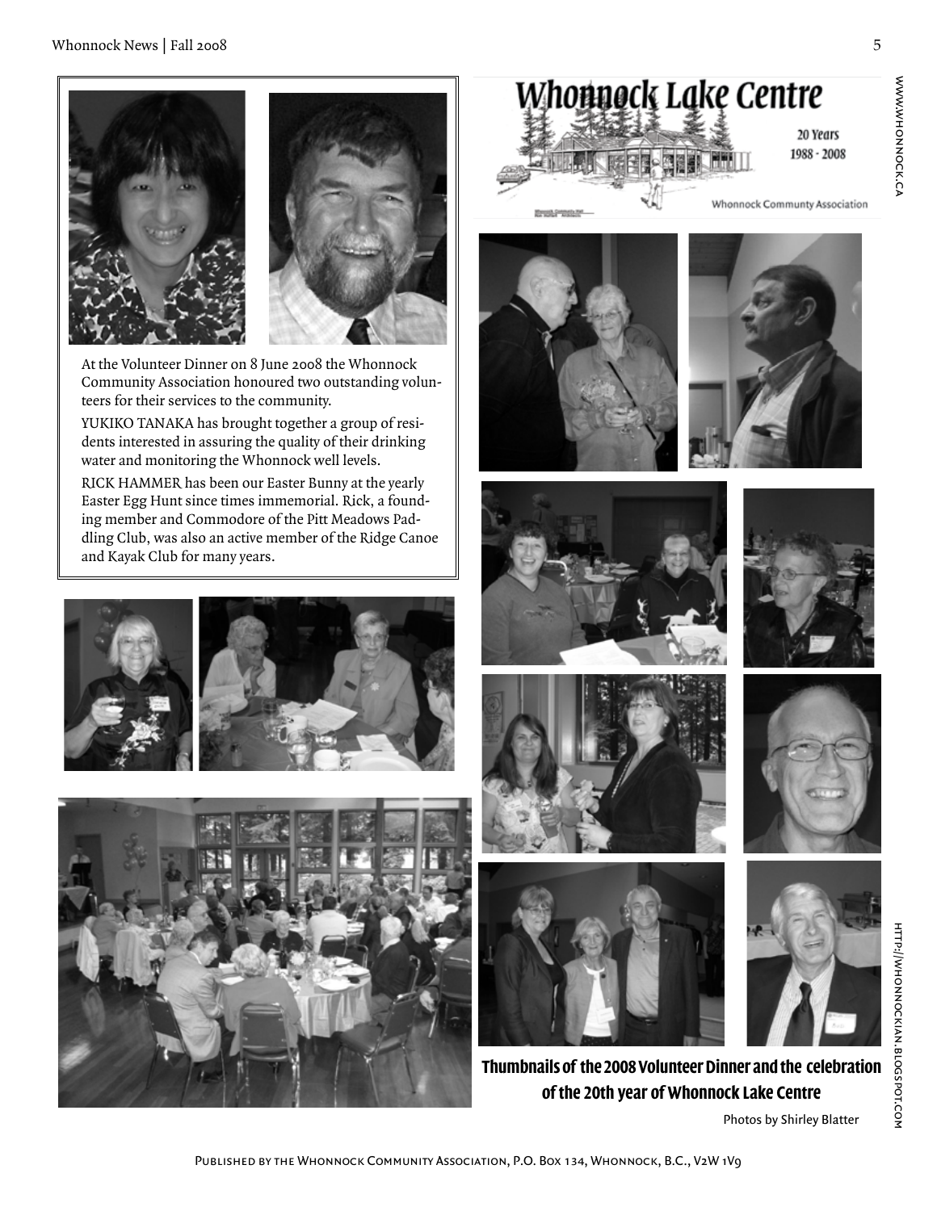At the Volunteer Dinner on 8 June 2008 the Whonnock Community Association honoured two outstanding volunteers for their services to the community.

YUKIKO TANAKA has brought together a group of residents interested in assuring the quality of their drinking water and monitoring the Whonnock well levels.

RICK HAMMER has been our Easter Bunny at the yearly Easter Egg Hunt since times immemorial. Rick, a founding member and Commodore of the Pitt Meadows Paddling Club, was also an active member of the Ridge Canoe and Kayak Club for many years.

# Whonnock Lake Centre

20 Years
1988 - 2008

Whonnock Communty Association

**Thumbnails of the 2008 Volunteer Dinner and the celebration of the 20th year of Whonnock Lake Centre**

Photos by Shirley Blatter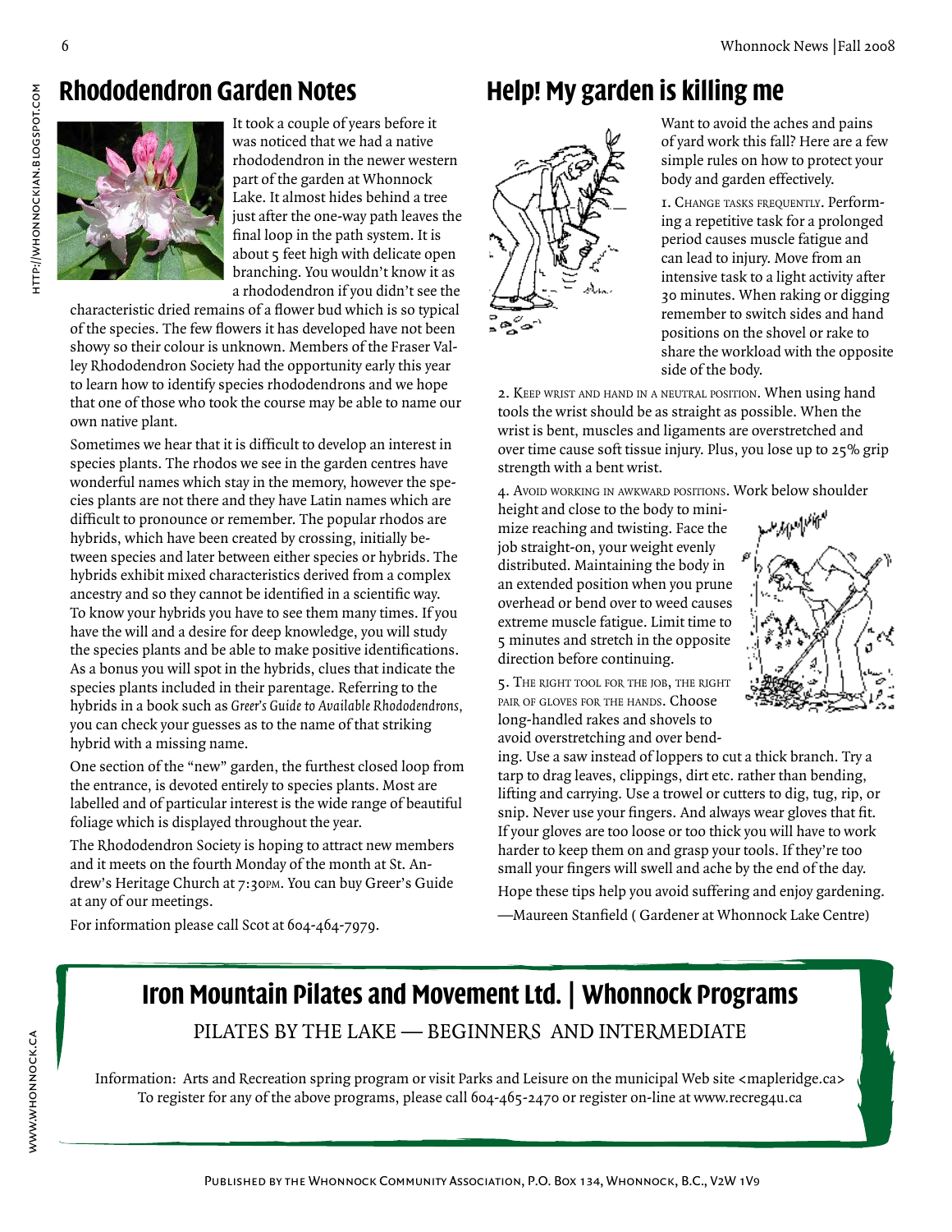## Rhododendron Garden Notes

It took a couple of years before it was noticed that we had a native rhododendron in the newer western part of the garden at Whonnock Lake. It almost hides behind a tree just after the one-way path leaves the final loop in the path system. It is about 5 feet high with delicate open branching. You wouldn't know it as a rhododendron if you didn't see the characteristic dried remains of a flower bud which is so typical of the species. The few flowers it has developed have not been showy so their colour is unknown. Members of the Fraser Valley Rhododendron Society had the opportunity early this year to learn how to identify species rhododendrons and we hope that one of those who took the course may be able to name our own native plant.

Sometimes we hear that it is difficult to develop an interest in species plants. The rhodos we see in the garden centres have wonderful names which stay in the memory, however the species plants are not there and they have Latin names which are difficult to pronounce or remember. The popular rhodos are hybrids, which have been created by crossing, initially between species and later between either species or hybrids. The hybrids exhibit mixed characteristics derived from a complex ancestry and so they cannot be identified in a scientific way. To know your hybrids you have to see them many times. If you have the will and a desire for deep knowledge, you will study the species plants and be able to make positive identifications. As a bonus you will spot in the hybrids, clues that indicate the species plants included in their parentage. Referring to the hybrids in a book such as *Greer's Guide to Available Rhododendrons*, you can check your guesses as to the name of that striking hybrid with a missing name.

One section of the "new" garden, the furthest closed loop from the entrance, is devoted entirely to species plants. Most are labelled and of particular interest is the wide range of beautiful foliage which is displayed throughout the year.

The Rhododendron Society is hoping to attract new members and it meets on the fourth Monday of the month at St. Andrew's Heritage Church at 7:30PM. You can buy Greer's Guide at any of our meetings.

For information please call Scot at 604-464-7979.

## Help! My garden is killing me

Want to avoid the aches and pains of yard work this fall? Here are a few simple rules on how to protect your body and garden effectively.

1. Change tasks frequently. Performing a repetitive task for a prolonged period causes muscle fatigue and can lead to injury. Move from an intensive task to a light activity after 30 minutes. When raking or digging remember to switch sides and hand positions on the shovel or rake to share the workload with the opposite side of the body.

2. Keep wrist and hand in a neutral position. When using hand tools the wrist should be as straight as possible. When the wrist is bent, muscles and ligaments are overstretched and over time cause soft tissue injury. Plus, you lose up to 25% grip strength with a bent wrist.

4. Avoid working in awkward positions. Work below shoulder height and close to the body to minimize reaching and twisting. Face the job straight-on, your weight evenly distributed. Maintaining the body in an extended position when you prune overhead or bend over to weed causes extreme muscle fatigue. Limit time to 5 minutes and stretch in the opposite direction before continuing.

5. The right tool for the job, the right pair of gloves for the hands. Choose long-handled rakes and shovels to avoid overstretching and over bending. Use a saw instead of loppers to cut a thick branch. Try a tarp to drag leaves, clippings, dirt etc. rather than bending, lifting and carrying. Use a trowel or cutters to dig, tug, rip, or snip. Never use your fingers. And always wear gloves that fit. If your gloves are too loose or too thick you will have to work harder to keep them on and grasp your tools. If they're too small your fingers will swell and ache by the end of the day.

Hope these tips help you avoid suffering and enjoy gardening.

—Maureen Stanfield ( Gardener at Whonnock Lake Centre)

## Iron Mountain Pilates and Movement Ltd. | Whonnock Programs

PILATES BY THE LAKE — BEGINNERS AND INTERMEDIATE

Information: Arts and Recreation spring program or visit Parks and Leisure on the municipal Web site <mapleridge.ca>
To register for any of the above programs, please call 604-465-2470 or register on-line at www.recreg4u.ca